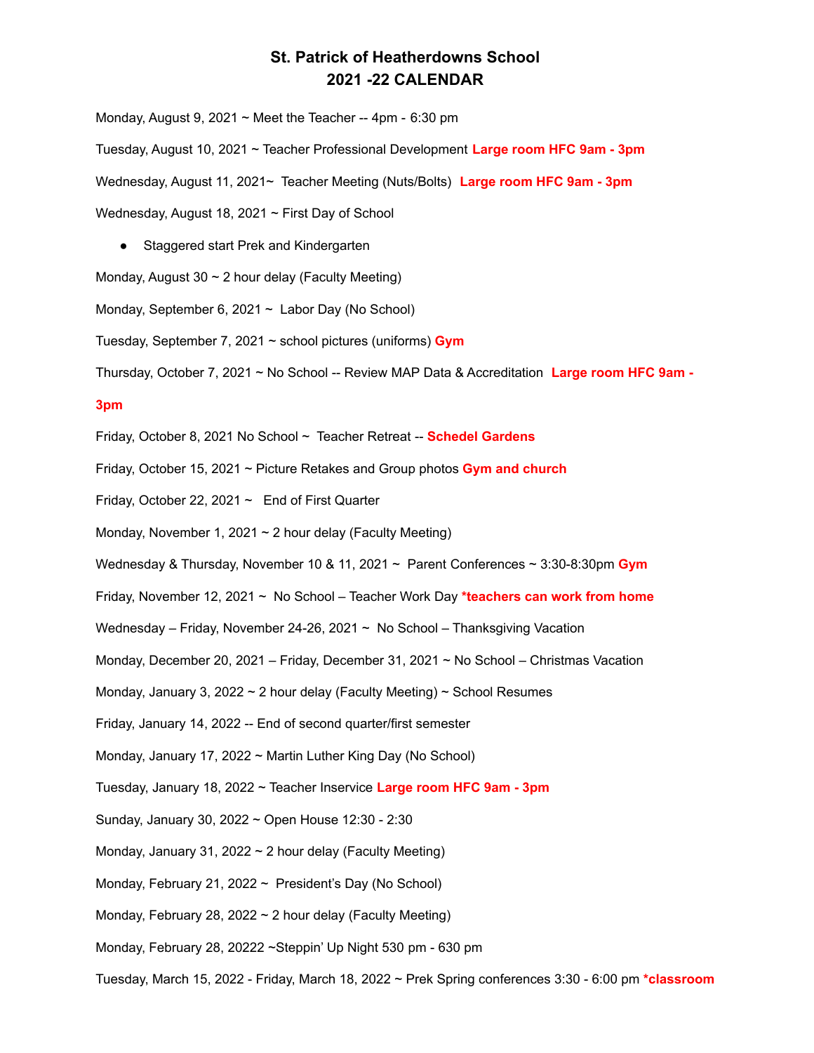# St. Patrick of Heatherdowns School
# 2021 -22 CALENDAR

Monday, August 9, 2021 ~ Meet the Teacher -- 4pm - 6:30 pm

Tuesday, August 10, 2021 ~ Teacher Professional Development **Large room HFC 9am - 3pm**

Wednesday, August 11, 2021~ Teacher Meeting (Nuts/Bolts) **Large room HFC 9am - 3pm**

Wednesday, August 18, 2021 ~ First Day of School

- Staggered start Prek and Kindergarten

Monday, August 30 ~ 2 hour delay (Faculty Meeting)

Monday, September 6, 2021 ~ Labor Day (No School)

Tuesday, September 7, 2021 ~ school pictures (uniforms) **Gym**

Thursday, October 7, 2021 ~ No School -- Review MAP Data & Accreditation **Large room HFC 9am - 3pm**

Friday, October 8, 2021 No School ~ Teacher Retreat -- **Schedel Gardens**

Friday, October 15, 2021 ~ Picture Retakes and Group photos **Gym and church**

Friday, October 22, 2021 ~ End of First Quarter

Monday, November 1, 2021 ~ 2 hour delay (Faculty Meeting)

Wednesday & Thursday, November 10 & 11, 2021 ~ Parent Conferences ~ 3:30-8:30pm **Gym**

Friday, November 12, 2021 ~ No School – Teacher Work Day ***teachers can work from home**

Wednesday – Friday, November 24-26, 2021 ~ No School – Thanksgiving Vacation

Monday, December 20, 2021 – Friday, December 31, 2021 ~ No School – Christmas Vacation

Monday, January 3, 2022 ~ 2 hour delay (Faculty Meeting) ~ School Resumes

Friday, January 14, 2022 -- End of second quarter/first semester

Monday, January 17, 2022 ~ Martin Luther King Day (No School)

Tuesday, January 18, 2022 ~ Teacher Inservice **Large room HFC 9am - 3pm**

Sunday, January 30, 2022 ~ Open House 12:30 - 2:30

Monday, January 31, 2022 ~ 2 hour delay (Faculty Meeting)

Monday, February 21, 2022 ~ President's Day (No School)

Monday, February 28, 2022 ~ 2 hour delay (Faculty Meeting)

Monday, February 28, 20222 ~Steppin' Up Night 530 pm - 630 pm

Tuesday, March 15, 2022 - Friday, March 18, 2022 ~ Prek Spring conferences 3:30 - 6:00 pm ***classroom**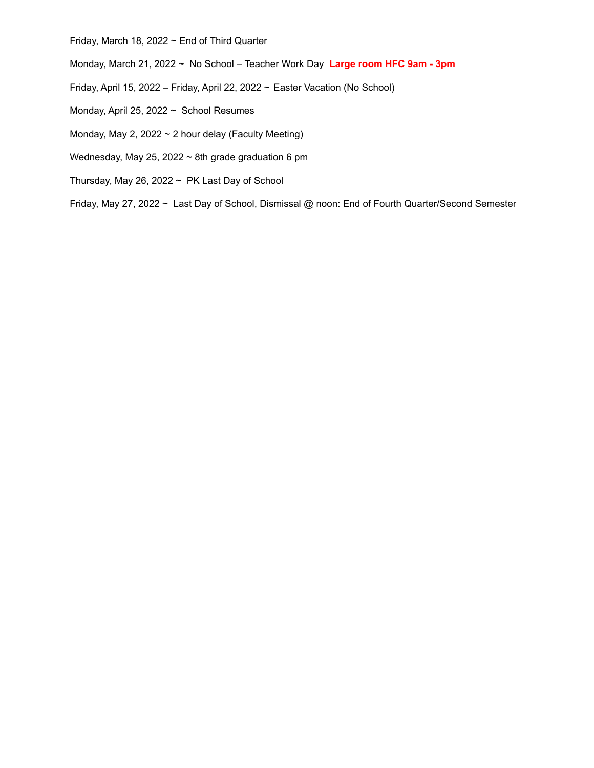Friday, March 18, 2022 ~ End of Third Quarter

Monday, March 21, 2022 ~ No School – Teacher Work Day **Large room HFC 9am - 3pm**

Friday, April 15, 2022 – Friday, April 22, 2022 ~ Easter Vacation (No School)

Monday, April 25, 2022 ~ School Resumes

Monday, May 2, 2022 ~ 2 hour delay (Faculty Meeting)

Wednesday, May 25, 2022 ~ 8th grade graduation 6 pm

Thursday, May 26, 2022 ~ PK Last Day of School

Friday, May 27, 2022 ~ Last Day of School, Dismissal @ noon: End of Fourth Quarter/Second Semester